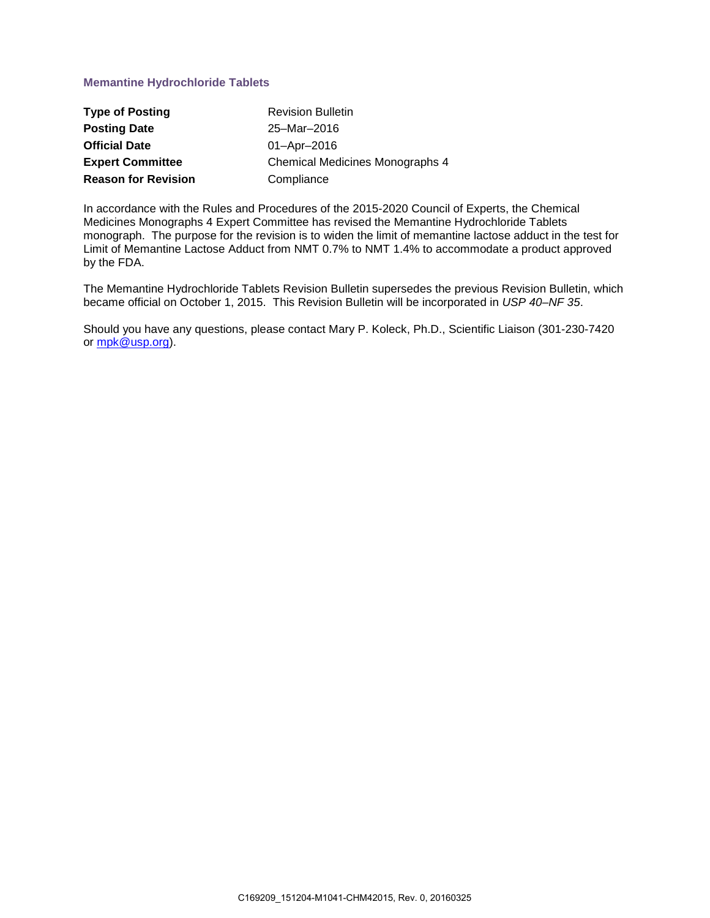## Memantine Hydrochloride Tablets

| | |
|---|---|
| **Type of Posting** | Revision Bulletin |
| **Posting Date** | 25–Mar–2016 |
| **Official Date** | 01–Apr–2016 |
| **Expert Committee** | Chemical Medicines Monographs 4 |
| **Reason for Revision** | Compliance |

In accordance with the Rules and Procedures of the 2015-2020 Council of Experts, the Chemical Medicines Monographs 4 Expert Committee has revised the Memantine Hydrochloride Tablets monograph. The purpose for the revision is to widen the limit of memantine lactose adduct in the test for Limit of Memantine Lactose Adduct from NMT 0.7% to NMT 1.4% to accommodate a product approved by the FDA.

The Memantine Hydrochloride Tablets Revision Bulletin supersedes the previous Revision Bulletin, which became official on October 1, 2015. This Revision Bulletin will be incorporated in *USP 40–NF 35*.

Should you have any questions, please contact Mary P. Koleck, Ph.D., Scientific Liaison (301-230-7420 or mpk@usp.org).

C169209_151204-M1041-CHM42015, Rev. 0, 20160325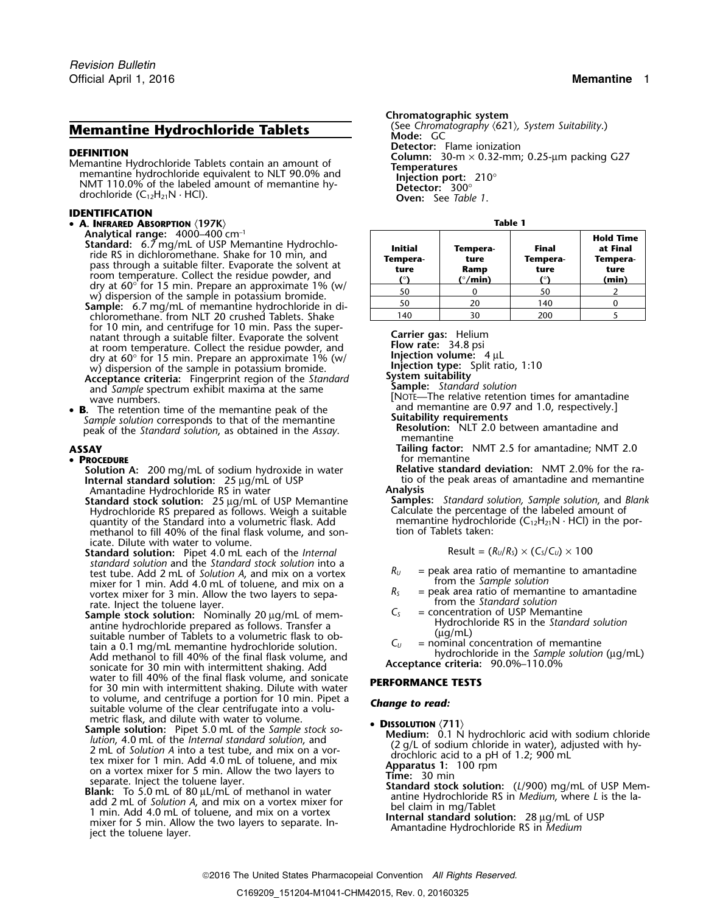# Memantine Hydrochloride Tablets

## DEFINITION

Memantine Hydrochloride Tablets contain an amount of memantine hydrochloride equivalent to NLT 90.0% and NMT 110.0% of the labeled amount of memantine hydrochloride ($C_{12}H_{21}N \cdot HCl$).

## IDENTIFICATION

- **A. Infrared Absorption ⟨197K⟩**

  **Analytical range:** 4000–400 $cm^{-1}$

  **Standard:** 6.7 mg/mL of USP Memantine Hydrochloride RS in dichloromethane. Shake for 10 min, and pass through a suitable filter. Evaporate the solvent at room temperature. Collect the residue powder, and dry at 60° for 15 min. Prepare an approximate 1% (w/w) dispersion of the sample in potassium bromide.

  **Sample:** 6.7 mg/mL of memantine hydrochloride in dichloromethane. from NLT 20 crushed Tablets. Shake for 10 min, and centrifuge for 10 min. Pass the supernatant through a suitable filter. Evaporate the solvent at room temperature. Collect the residue powder, and dry at 60° for 15 min. Prepare an approximate 1% (w/w) dispersion of the sample in potassium bromide.

  **Acceptance criteria:** Fingerprint region of the *Standard* and *Sample* spectrum exhibit maxima at the same wave numbers.

- **B.** The retention time of the memantine peak of the *Sample solution* corresponds to that of the memantine peak of the *Standard solution*, as obtained in the *Assay*.

## ASSAY

- **Procedure**

  **Solution A:** 200 mg/mL of sodium hydroxide in water

  **Internal standard solution:** 25 µg/mL of USP Amantadine Hydrochloride RS in water

  **Standard stock solution:** 25 µg/mL of USP Memantine Hydrochloride RS prepared as follows. Weigh a suitable quantity of the Standard into a volumetric flask. Add methanol to fill 40% of the final flask volume, and sonicate. Dilute with water to volume.

  **Standard solution:** Pipet 4.0 mL each of the *Internal standard solution* and the *Standard stock solution* into a test tube. Add 2 mL of *Solution A*, and mix on a vortex mixer for 1 min. Add 4.0 mL of toluene, and mix on a vortex mixer for 3 min. Allow the two layers to separate. Inject the toluene layer.

  **Sample stock solution:** Nominally 20 µg/mL of memantine hydrochloride prepared as follows. Transfer a suitable number of Tablets to a volumetric flask to obtain a 0.1 mg/mL memantine hydrochloride solution. Add methanol to fill 40% of the final flask volume, and sonicate for 30 min with intermittent shaking. Add water to fill 40% of the final flask volume, and sonicate for 30 min with intermittent shaking. Dilute with water to volume, and centrifuge a portion for 10 min. Pipet a suitable volume of the clear centrifugate into a volumetric flask, and dilute with water to volume.

  **Sample solution:** Pipet 5.0 mL of the *Sample stock solution*, 4.0 mL of the *Internal standard solution*, and 2 mL of *Solution A* into a test tube, and mix on a vortex mixer for 1 min. Add 4.0 mL of toluene, and mix on a vortex mixer for 5 min. Allow the two layers to separate. Inject the toluene layer.

  **Blank:** To 5.0 mL of 80 µL/mL of methanol in water add 2 mL of *Solution A*, and mix on a vortex mixer for 1 min. Add 4.0 mL of toluene, and mix on a vortex mixer for 5 min. Allow the two layers to separate. Inject the toluene layer.

  **Chromatographic system**

  (See *Chromatography* ⟨621⟩, *System Suitability*.)

  **Mode:** GC

  **Detector:** Flame ionization

  **Column:** 30-m × 0.32-mm; 0.25-µm packing G27

  **Temperatures**

  **Injection port:** 210°

  **Detector:** 300°

  **Oven:** See *Table 1*.

**Table 1**

| Initial Temperature (°) | Temperature Ramp (°/min) | Final Temperature (°) | Hold Time at Final Temperature (min) |
|---|---|---|---|
| 50 | 0 | 50 | 2 |
| 50 | 20 | 140 | 0 |
| 140 | 30 | 200 | 5 |

  **Carrier gas:** Helium

  **Flow rate:** 34.8 psi

  **Injection volume:** 4 µL

  **Injection type:** Split ratio, 1:10

  **System suitability**

  **Sample:** *Standard solution*

  [Note—The relative retention times for amantadine and memantine are 0.97 and 1.0, respectively.]

  **Suitability requirements**

  **Resolution:** NLT 2.0 between amantadine and memantine

  **Tailing factor:** NMT 2.5 for amantadine; NMT 2.0 for memantine

  **Relative standard deviation:** NMT 2.0% for the ratio of the peak areas of amantadine and memantine

  **Analysis**

  **Samples:** *Standard solution*, *Sample solution*, and *Blank*

  Calculate the percentage of the labeled amount of memantine hydrochloride ($C_{12}H_{21}N \cdot HCl$) in the portion of Tablets taken:

$$\text{Result} = (R_U/R_S) \times (C_S/C_U) \times 100$$

  $R_U$ = peak area ratio of memantine to amantadine from the *Sample solution*

  $R_S$ = peak area ratio of memantine to amantadine from the *Standard solution*

  $C_S$ = concentration of USP Memantine Hydrochloride RS in the *Standard solution* (µg/mL)

  $C_U$ = nominal concentration of memantine hydrochloride in the *Sample solution* (µg/mL)

  **Acceptance criteria:** 90.0%–110.0%

## PERFORMANCE TESTS

***Change to read:***

- **Dissolution ⟨711⟩**

  **Medium:** 0.1 N hydrochloric acid with sodium chloride (2 g/L of sodium chloride in water), adjusted with hydrochloric acid to a pH of 1.2; 900 mL

  **Apparatus 1:** 100 rpm

  **Time:** 30 min

  **Standard stock solution:** ($L$/900) mg/mL of USP Memantine Hydrochloride RS in *Medium*, where $L$ is the label claim in mg/Tablet

  **Internal standard solution:** 28 µg/mL of USP Amantadine Hydrochloride RS in *Medium*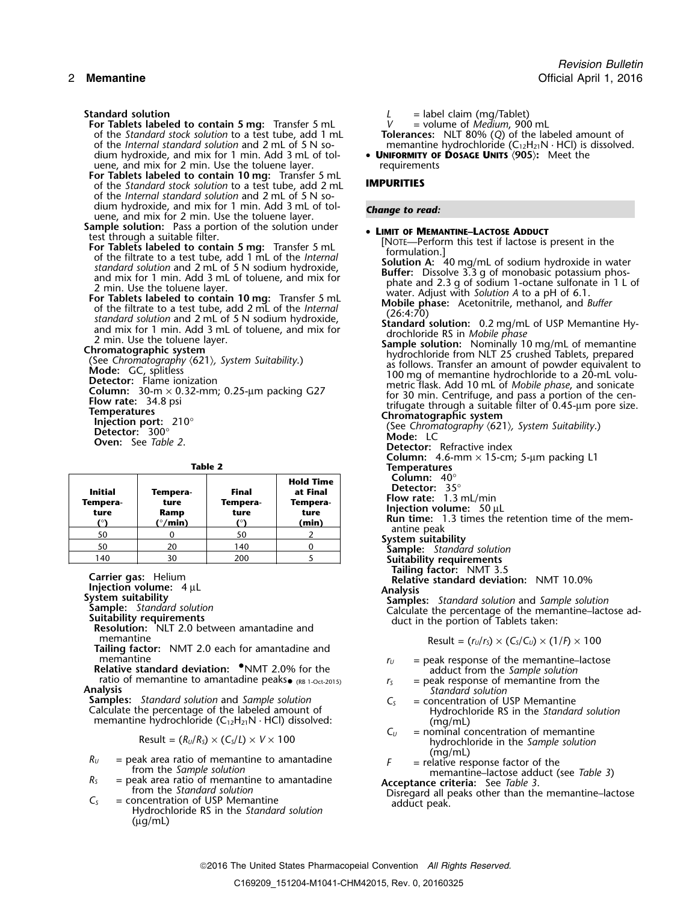**Standard solution**

**For Tablets labeled to contain 5 mg:** Transfer 5 mL of the *Standard stock solution* to a test tube, add 1 mL of the *Internal standard solution* and 2 mL of 5 N sodium hydroxide, and mix for 1 min. Add 3 mL of toluene, and mix for 2 min. Use the toluene layer.

**For Tablets labeled to contain 10 mg:** Transfer 5 mL of the *Standard stock solution* to a test tube, add 2 mL of the *Internal standard solution* and 2 mL of 5 N sodium hydroxide, and mix for 1 min. Add 3 mL of toluene, and mix for 2 min. Use the toluene layer.

**Sample solution:** Pass a portion of the solution under test through a suitable filter.

**For Tablets labeled to contain 5 mg:** Transfer 5 mL of the filtrate to a test tube, add 1 mL of the *Internal standard solution* and 2 mL of 5 N sodium hydroxide, and mix for 1 min. Add 3 mL of toluene, and mix for 2 min. Use the toluene layer.

**For Tablets labeled to contain 10 mg:** Transfer 5 mL of the filtrate to a test tube, add 2 mL of the *Internal standard solution* and 2 mL of 5 N sodium hydroxide, and mix for 1 min. Add 3 mL of toluene, and mix for 2 min. Use the toluene layer.

**Chromatographic system**

(See *Chromatography* ⟨621⟩, *System Suitability*.)

**Mode:** GC, splitless

**Detector:** Flame ionization

**Column:** 30-m × 0.32-mm; 0.25-µm packing G27

**Flow rate:** 34.8 psi

**Temperatures**

**Injection port:** 210°

**Detector:** 300°

**Oven:** See *Table 2*.

**Table 2**

| Initial Temperature (°) | Temperature Ramp (°/min) | Final Temperature (°) | Hold Time at Final Temperature (min) |
|---|---|---|---|
| 50 | 0 | 50 | 2 |
| 50 | 20 | 140 | 0 |
| 140 | 30 | 200 | 5 |

**Carrier gas:** Helium

**Injection volume:** 4 µL

**System suitability**

**Sample:** *Standard solution*

**Suitability requirements**

**Resolution:** NLT 2.0 between amantadine and memantine

**Tailing factor:** NMT 2.0 each for amantadine and memantine

**Relative standard deviation:** •NMT 2.0% for the ratio of memantine to amantadine peaks• (RB 1-Oct-2015)

**Analysis**

**Samples:** *Standard solution* and *Sample solution*

Calculate the percentage of the labeled amount of memantine hydrochloride ($C_{12}H_{21}N \cdot HCl$) dissolved:

$$\text{Result} = (R_U/R_S) \times (C_S/L) \times V \times 100$$

$R_U$ = peak area ratio of memantine to amantadine from the *Sample solution*

$R_S$ = peak area ratio of memantine to amantadine from the *Standard solution*

$C_S$ = concentration of USP Memantine Hydrochloride RS in the *Standard solution* (µg/mL)

$L$ = label claim (mg/Tablet)

$V$ = volume of *Medium*, 900 mL

**Tolerances:** NLT 80% (*Q*) of the labeled amount of memantine hydrochloride ($C_{12}H_{21}N \cdot HCl$) is dissolved.

- **Uniformity of Dosage Units ⟨905⟩:** Meet the requirements

## IMPURITIES

*Change to read:*

- **Limit of Memantine–Lactose Adduct**

[Note—Perform this test if lactose is present in the formulation.]

**Solution A:** 40 mg/mL of sodium hydroxide in water

**Buffer:** Dissolve 3.3 g of monobasic potassium phosphate and 2.3 g of sodium 1-octane sulfonate in 1 L of water. Adjust with *Solution A* to a pH of 6.1.

**Mobile phase:** Acetonitrile, methanol, and *Buffer* (26:4:70)

**Standard solution:** 0.2 mg/mL of USP Memantine Hydrochloride RS in *Mobile phase*

**Sample solution:** Nominally 10 mg/mL of memantine hydrochloride from NLT 25 crushed Tablets, prepared as follows. Transfer an amount of powder equivalent to 100 mg of memantine hydrochloride to a 20-mL volumetric flask. Add 10 mL of *Mobile phase*, and sonicate for 30 min. Centrifuge, and pass a portion of the centrifugate through a suitable filter of 0.45-µm pore size.

**Chromatographic system**

(See *Chromatography* ⟨621⟩, *System Suitability*.)

**Mode:** LC

**Detector:** Refractive index

**Column:** 4.6-mm × 15-cm; 5-µm packing L1

**Temperatures**

**Column:** 40°

**Detector:** 35°

**Flow rate:** 1.3 mL/min

**Injection volume:** 50 µL

**Run time:** 1.3 times the retention time of the memantine peak

**System suitability**

**Sample:** *Standard solution*

**Suitability requirements**

**Tailing factor:** NMT 3.5

**Relative standard deviation:** NMT 10.0%

**Analysis**

**Samples:** *Standard solution* and *Sample solution*

Calculate the percentage of the memantine–lactose adduct in the portion of Tablets taken:

$$\text{Result} = (r_U/r_S) \times (C_S/C_U) \times (1/F) \times 100$$

$r_U$ = peak response of the memantine–lactose adduct from the *Sample solution*

$r_S$ = peak response of memantine from the *Standard solution*

$C_S$ = concentration of USP Memantine Hydrochloride RS in the *Standard solution* (mg/mL)

$C_U$ = nominal concentration of memantine hydrochloride in the *Sample solution* (mg/mL)

$F$ = relative response factor of the memantine–lactose adduct (see *Table 3*)

**Acceptance criteria:** See *Table 3*.

Disregard all peaks other than the memantine–lactose adduct peak.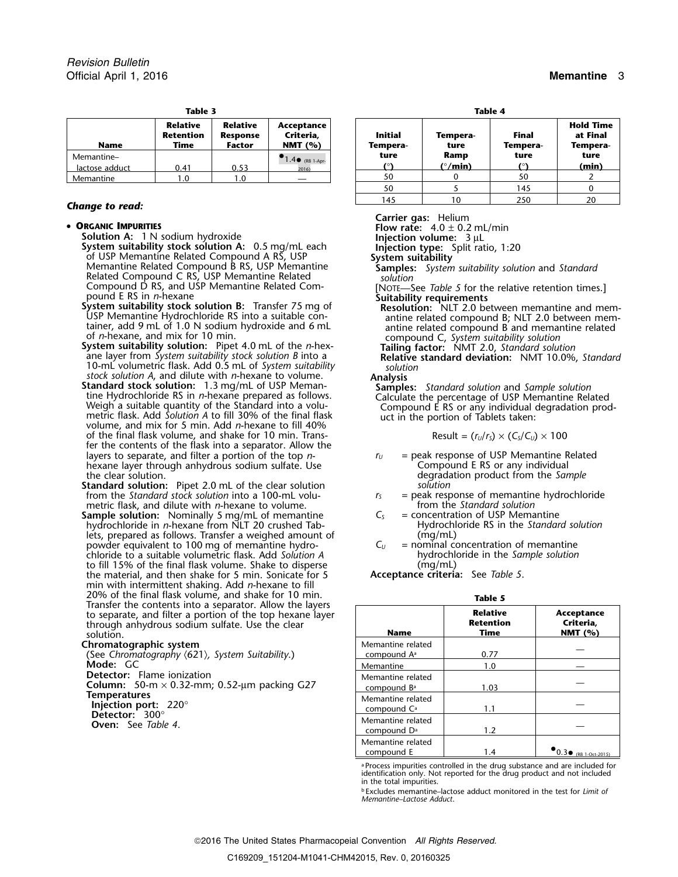**Table 3**

| Name | Relative Retention Time | Relative Response Factor | Acceptance Criteria, NMT (%) |
|---|---|---|---|
| Memantine–lactose adduct | 0.41 | 0.53 | ●1.4● (RB 1-Apr-2016) |
| Memantine | 1.0 | 1.0 | — |

***Change to read:***

- **Organic Impurities**

**Solution A:** 1 N sodium hydroxide

**System suitability stock solution A:** 0.5 mg/mL each of USP Memantine Related Compound A RS, USP Memantine Related Compound B RS, USP Memantine Related Compound C RS, USP Memantine Related Compound D RS, and USP Memantine Related Compound E RS in *n*-hexane

**System suitability stock solution B:** Transfer 75 mg of USP Memantine Hydrochloride RS into a suitable container, add 9 mL of 1.0 N sodium hydroxide and 6 mL of *n*-hexane, and mix for 10 min.

**System suitability solution:** Pipet 4.0 mL of the *n*-hexane layer from *System suitability stock solution B* into a 10-mL volumetric flask. Add 0.5 mL of *System suitability stock solution A*, and dilute with *n*-hexane to volume.

**Standard stock solution:** 1.3 mg/mL of USP Memantine Hydrochloride RS in *n*-hexane prepared as follows. Weigh a suitable quantity of the Standard into a volumetric flask. Add *Solution A* to fill 30% of the final flask volume, and mix for 5 min. Add *n*-hexane to fill 40% of the final flask volume, and shake for 10 min. Transfer the contents of the flask into a separator. Allow the layers to separate, and filter a portion of the top *n*-hexane layer through anhydrous sodium sulfate. Use the clear solution.

**Standard solution:** Pipet 2.0 mL of the clear solution from the *Standard stock solution* into a 100-mL volumetric flask, and dilute with *n*-hexane to volume.

**Sample solution:** Nominally 5 mg/mL of memantine hydrochloride in *n*-hexane from NLT 20 crushed Tablets, prepared as follows. Transfer a weighed amount of powder equivalent to 100 mg of memantine hydrochloride to a suitable volumetric flask. Add *Solution A* to fill 15% of the final flask volume. Shake to disperse the material, and then shake for 5 min. Sonicate for 5 min with intermittent shaking. Add *n*-hexane to fill 20% of the final flask volume, and shake for 10 min. Transfer the contents into a separator. Allow the layers to separate, and filter a portion of the top hexane layer through anhydrous sodium sulfate. Use the clear solution.

**Chromatographic system**

(See *Chromatography* ⟨621⟩, *System Suitability.*)

**Mode:** GC

**Detector:** Flame ionization

**Column:** 50-m × 0.32-mm; 0.52-µm packing G27

**Temperatures**

**Injection port:** 220°

**Detector:** 300°

**Oven:** See *Table 4*.

**Table 4**

| Initial Temperature (°) | Temperature Ramp (°/min) | Final Temperature (°) | Hold Time at Final Temperature (min) |
|---|---|---|---|
| 50 | 0 | 50 | 2 |
| 50 | 5 | 145 | 0 |
| 145 | 10 | 250 | 20 |

**Carrier gas:** Helium

**Flow rate:** 4.0 ± 0.2 mL/min

**Injection volume:** 3 µL

**Injection type:** Split ratio, 1:20

**System suitability**

**Samples:** *System suitability solution* and *Standard solution*

[Note—See *Table 5* for the relative retention times.]

**Suitability requirements**

**Resolution:** NLT 2.0 between memantine and memantine related compound B; NLT 2.0 between memantine related compound B and memantine related compound C, *System suitability solution*

**Tailing factor:** NMT 2.0, *Standard solution*

**Relative standard deviation:** NMT 10.0%, *Standard solution*

**Analysis**

**Samples:** *Standard solution* and *Sample solution*

Calculate the percentage of USP Memantine Related Compound E RS or any individual degradation product in the portion of Tablets taken:

$$\text{Result} = (r_U/r_S) \times (C_S/C_U) \times 100$$

$r_U$ = peak response of USP Memantine Related Compound E RS or any individual degradation product from the *Sample solution*

$r_S$ = peak response of memantine hydrochloride from the *Standard solution*

$C_S$ = concentration of USP Memantine Hydrochloride RS in the *Standard solution* (mg/mL)

$C_U$ = nominal concentration of memantine hydrochloride in the *Sample solution* (mg/mL)

**Acceptance criteria:** See *Table 5*.

**Table 5**

| Name | Relative Retention Time | Acceptance Criteria, NMT (%) |
|---|---|---|
| Memantine related compound A[a] | 0.77 | — |
| Memantine | 1.0 | — |
| Memantine related compound B[a] | 1.03 | — |
| Memantine related compound C[a] | 1.1 | — |
| Memantine related compound D[a] | 1.2 | — |
| Memantine related compound E | 1.4 | ●0.3● (RB 1-Oct-2015) |

[a] Process impurities controlled in the drug substance and are included for identification only. Not reported for the drug product and not included in the total impurities.

[b] Excludes memantine–lactose adduct monitored in the test for *Limit of Memantine–Lactose Adduct*.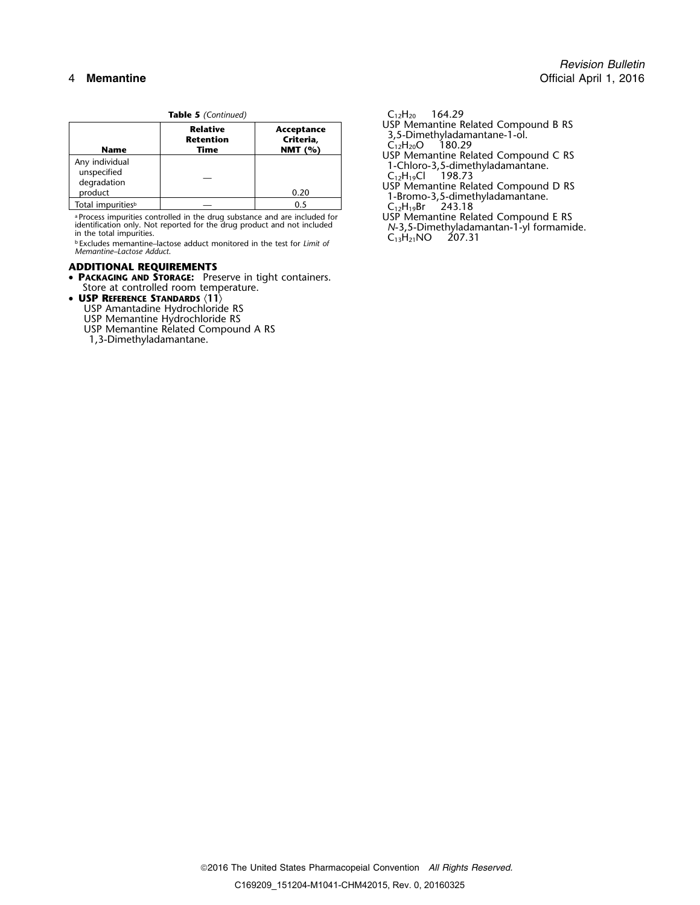**Table 5** *(Continued)*

| Name | Relative Retention Time | Acceptance Criteria, NMT (%) |
|---|---|---|
| Any individual unspecified degradation product | — | 0.20 |
| Total impurities[b] | — | 0.5 |

[a] Process impurities controlled in the drug substance and are included for identification only. Not reported for the drug product and not included in the total impurities.

[b] Excludes memantine–lactose adduct monitored in the test for *Limit of Memantine–Lactose Adduct.*

## ADDITIONAL REQUIREMENTS

- **Packaging and Storage:** Preserve in tight containers. Store at controlled room temperature.
- **USP Reference Standards** ⟨11⟩
  USP Amantadine Hydrochloride RS
  USP Memantine Hydrochloride RS
  USP Memantine Related Compound A RS
    1,3-Dimethyladamantane.
    $C_{12}H_{20}$ 164.29
  USP Memantine Related Compound B RS
    3,5-Dimethyladamantane-1-ol.
    $C_{12}H_{20}O$ 180.29
  USP Memantine Related Compound C RS
    1-Chloro-3,5-dimethyladamantane.
    $C_{12}H_{19}Cl$ 198.73
  USP Memantine Related Compound D RS
    1-Bromo-3,5-dimethyladamantane.
    $C_{12}H_{19}Br$ 243.18
  USP Memantine Related Compound E RS
    *N*-3,5-Dimethyladamantan-1-yl formamide.
    $C_{13}H_{21}NO$ 207.31